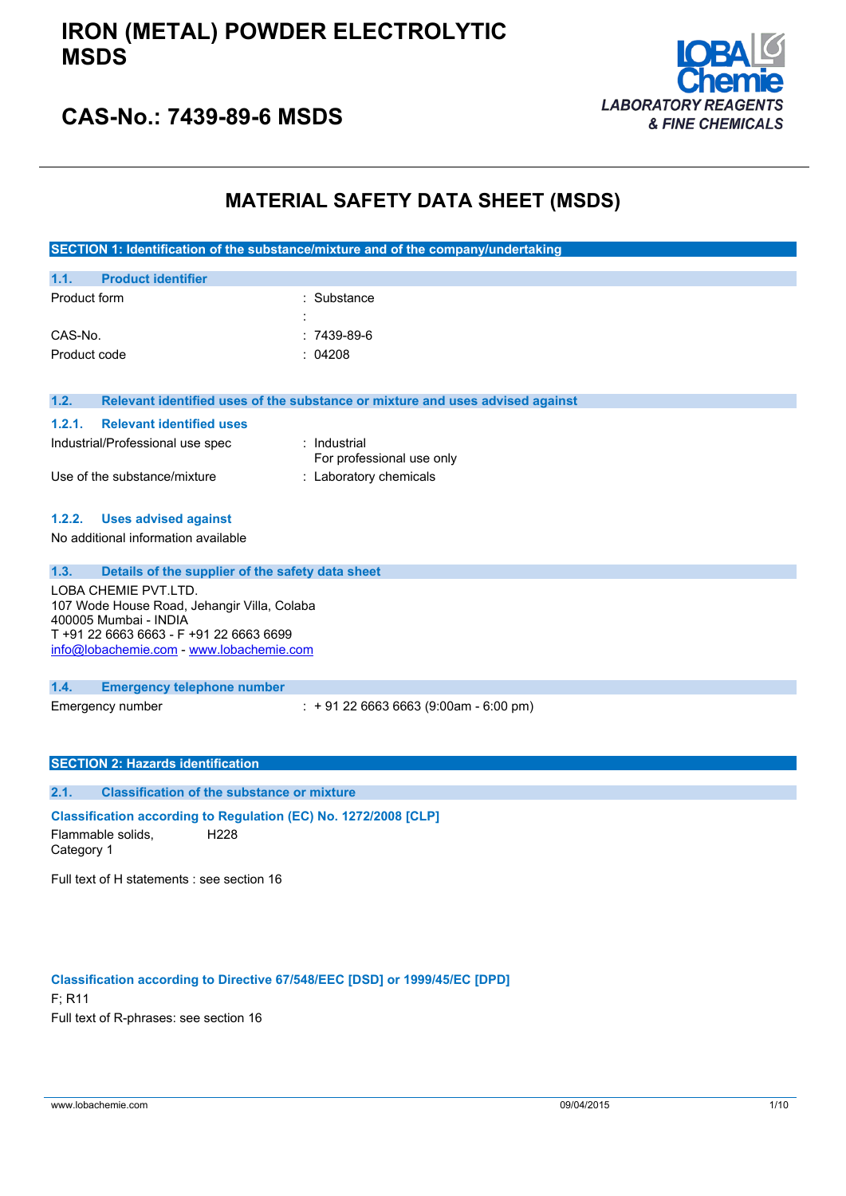# IRON (METAL) POWDER ELECTROLYTIC MSDS

## CAS-No.: 7439-89-6 MSDS

LOBA Chemie
LABORATORY REAGENTS & FINE CHEMICALS

# MATERIAL SAFETY DATA SHEET (MSDS)

## SECTION 1: Identification of the substance/mixture and of the company/undertaking

### 1.1. Product identifier

| | |
|---|---|
| Product form | : Substance |
| | : |
| CAS-No. | : 7439-89-6 |
| Product code | : 04208 |

### 1.2. Relevant identified uses of the substance or mixture and uses advised against

#### 1.2.1. Relevant identified uses

| | |
|---|---|
| Industrial/Professional use spec | : Industrial<br>For professional use only |
| Use of the substance/mixture | : Laboratory chemicals |

#### 1.2.2. Uses advised against

No additional information available

### 1.3. Details of the supplier of the safety data sheet

LOBA CHEMIE PVT.LTD.
107 Wode House Road, Jehangir Villa, Colaba
400005 Mumbai - INDIA
T +91 22 6663 6663 - F +91 22 6663 6699
info@lobachemie.com - www.lobachemie.com

### 1.4. Emergency telephone number

| | |
|---|---|
| Emergency number | : + 91 22 6663 6663 (9:00am - 6:00 pm) |

## SECTION 2: Hazards identification

### 2.1. Classification of the substance or mixture

**Classification according to Regulation (EC) No. 1272/2008 [CLP]**

| | |
|---|---|
| Flammable solids, Category 1 | H228 |

Full text of H statements : see section 16

**Classification according to Directive 67/548/EEC [DSD] or 1999/45/EC [DPD]**

F; R11

Full text of R-phrases: see section 16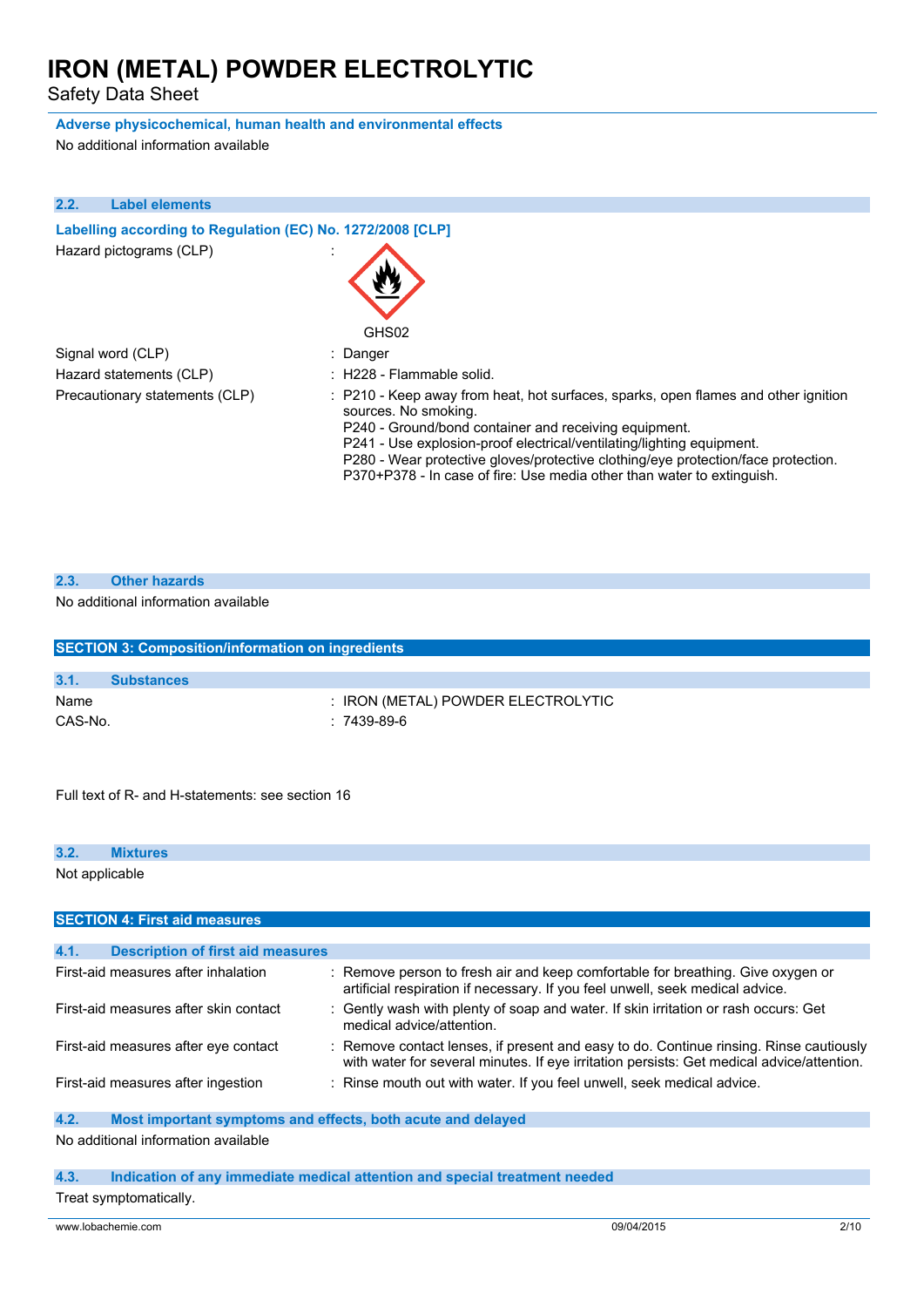**Adverse physicochemical, human health and environmental effects**

No additional information available

### 2.2. Label elements

**Labelling according to Regulation (EC) No. 1272/2008 [CLP]**

| | |
|---|---|
| Hazard pictograms (CLP) | : GHS02 |
| Signal word (CLP) | : Danger |
| Hazard statements (CLP) | : H228 - Flammable solid. |
| Precautionary statements (CLP) | : P210 - Keep away from heat, hot surfaces, sparks, open flames and other ignition sources. No smoking.<br>P240 - Ground/bond container and receiving equipment.<br>P241 - Use explosion-proof electrical/ventilating/lighting equipment.<br>P280 - Wear protective gloves/protective clothing/eye protection/face protection.<br>P370+P378 - In case of fire: Use media other than water to extinguish. |

### 2.3. Other hazards

No additional information available

## SECTION 3: Composition/information on ingredients

### 3.1. Substances

| | |
|---|---|
| Name | : IRON (METAL) POWDER ELECTROLYTIC |
| CAS-No. | : 7439-89-6 |

Full text of R- and H-statements: see section 16

### 3.2. Mixtures

Not applicable

## SECTION 4: First aid measures

### 4.1. Description of first aid measures

| | |
|---|---|
| First-aid measures after inhalation | : Remove person to fresh air and keep comfortable for breathing. Give oxygen or artificial respiration if necessary. If you feel unwell, seek medical advice. |
| First-aid measures after skin contact | : Gently wash with plenty of soap and water. If skin irritation or rash occurs: Get medical advice/attention. |
| First-aid measures after eye contact | : Remove contact lenses, if present and easy to do. Continue rinsing. Rinse cautiously with water for several minutes. If eye irritation persists: Get medical advice/attention. |
| First-aid measures after ingestion | : Rinse mouth out with water. If you feel unwell, seek medical advice. |

### 4.2. Most important symptoms and effects, both acute and delayed

No additional information available

### 4.3. Indication of any immediate medical attention and special treatment needed

Treat symptomatically.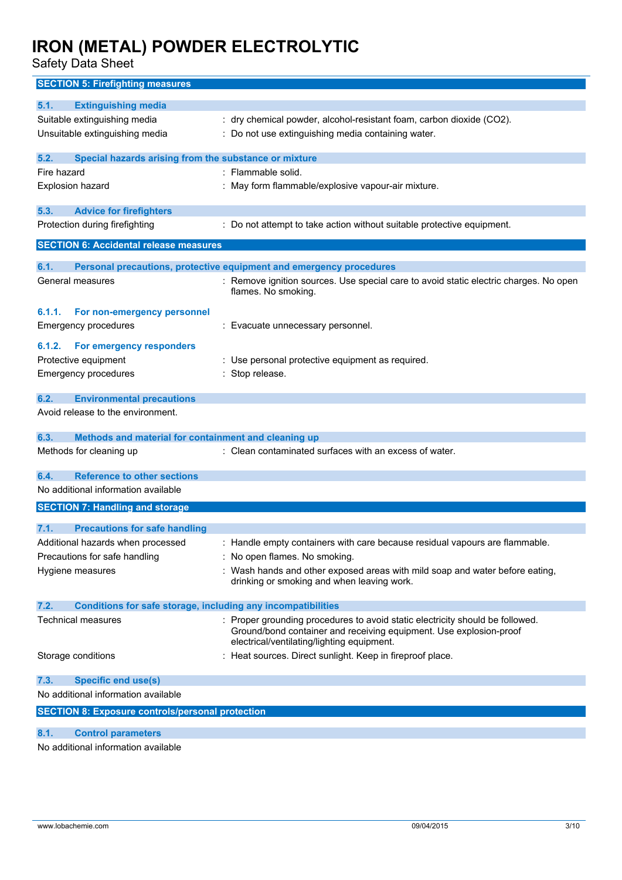## SECTION 5: Firefighting measures

### 5.1. Extinguishing media

Suitable extinguishing media : dry chemical powder, alcohol-resistant foam, carbon dioxide ($CO_2$).

Unsuitable extinguishing media : Do not use extinguishing media containing water.

### 5.2. Special hazards arising from the substance or mixture

Fire hazard : Flammable solid.

Explosion hazard : May form flammable/explosive vapour-air mixture.

### 5.3. Advice for firefighters

Protection during firefighting : Do not attempt to take action without suitable protective equipment.

## SECTION 6: Accidental release measures

### 6.1. Personal precautions, protective equipment and emergency procedures

General measures : Remove ignition sources. Use special care to avoid static electric charges. No open flames. No smoking.

#### 6.1.1. For non-emergency personnel

Emergency procedures : Evacuate unnecessary personnel.

#### 6.1.2. For emergency responders

Protective equipment : Use personal protective equipment as required.

Emergency procedures : Stop release.

### 6.2. Environmental precautions

Avoid release to the environment.

### 6.3. Methods and material for containment and cleaning up

Methods for cleaning up : Clean contaminated surfaces with an excess of water.

### 6.4. Reference to other sections

No additional information available

## SECTION 7: Handling and storage

### 7.1. Precautions for safe handling

Additional hazards when processed : Handle empty containers with care because residual vapours are flammable.

Precautions for safe handling : No open flames. No smoking.

Hygiene measures : Wash hands and other exposed areas with mild soap and water before eating, drinking or smoking and when leaving work.

### 7.2. Conditions for safe storage, including any incompatibilities

Technical measures : Proper grounding procedures to avoid static electricity should be followed. Ground/bond container and receiving equipment. Use explosion-proof electrical/ventilating/lighting equipment.

Storage conditions : Heat sources. Direct sunlight. Keep in fireproof place.

### 7.3. Specific end use(s)

No additional information available

## SECTION 8: Exposure controls/personal protection

### 8.1. Control parameters

No additional information available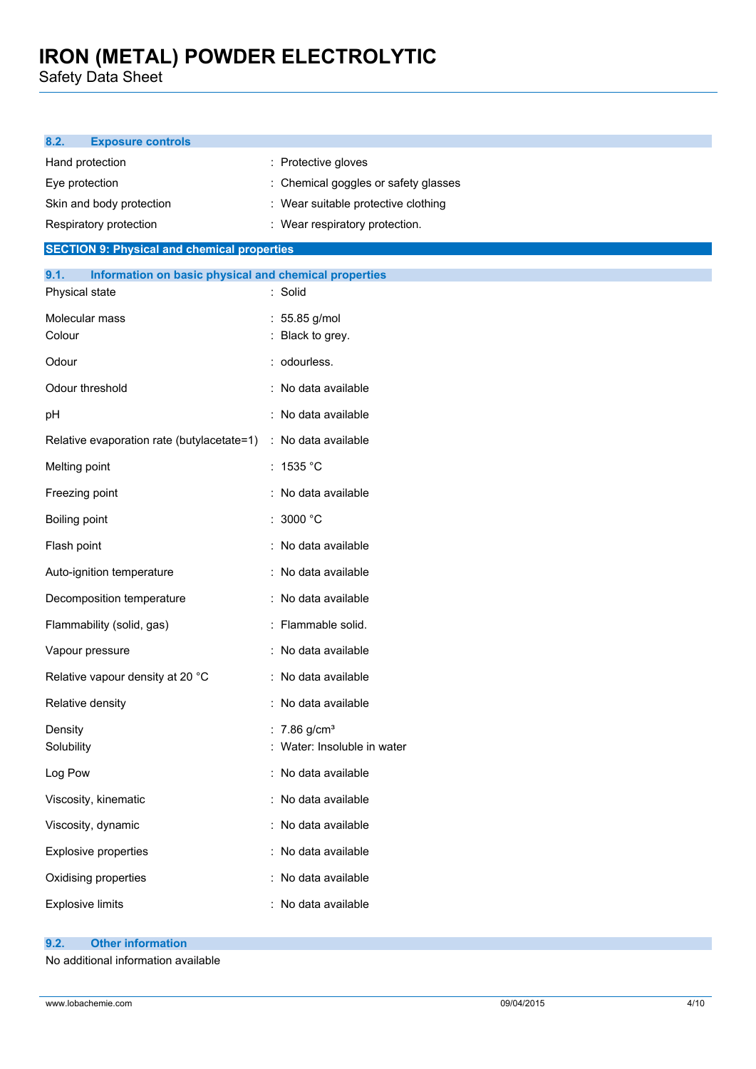### 8.2. Exposure controls

| | |
|---|---|
| Hand protection | : Protective gloves |
| Eye protection | : Chemical goggles or safety glasses |
| Skin and body protection | : Wear suitable protective clothing |
| Respiratory protection | : Wear respiratory protection. |

## SECTION 9: Physical and chemical properties

### 9.1. Information on basic physical and chemical properties

| | |
|---|---|
| Physical state | : Solid |
| Molecular mass | : 55.85 g/mol |
| Colour | : Black to grey. |
| Odour | : odourless. |
| Odour threshold | : No data available |
| pH | : No data available |
| Relative evaporation rate (butylacetate=1) | : No data available |
| Melting point | : 1535 °C |
| Freezing point | : No data available |
| Boiling point | : 3000 °C |
| Flash point | : No data available |
| Auto-ignition temperature | : No data available |
| Decomposition temperature | : No data available |
| Flammability (solid, gas) | : Flammable solid. |
| Vapour pressure | : No data available |
| Relative vapour density at 20 °C | : No data available |
| Relative density | : No data available |
| Density | : 7.86 g/cm³ |
| Solubility | : Water: Insoluble in water |
| Log Pow | : No data available |
| Viscosity, kinematic | : No data available |
| Viscosity, dynamic | : No data available |
| Explosive properties | : No data available |
| Oxidising properties | : No data available |
| Explosive limits | : No data available |

### 9.2. Other information

No additional information available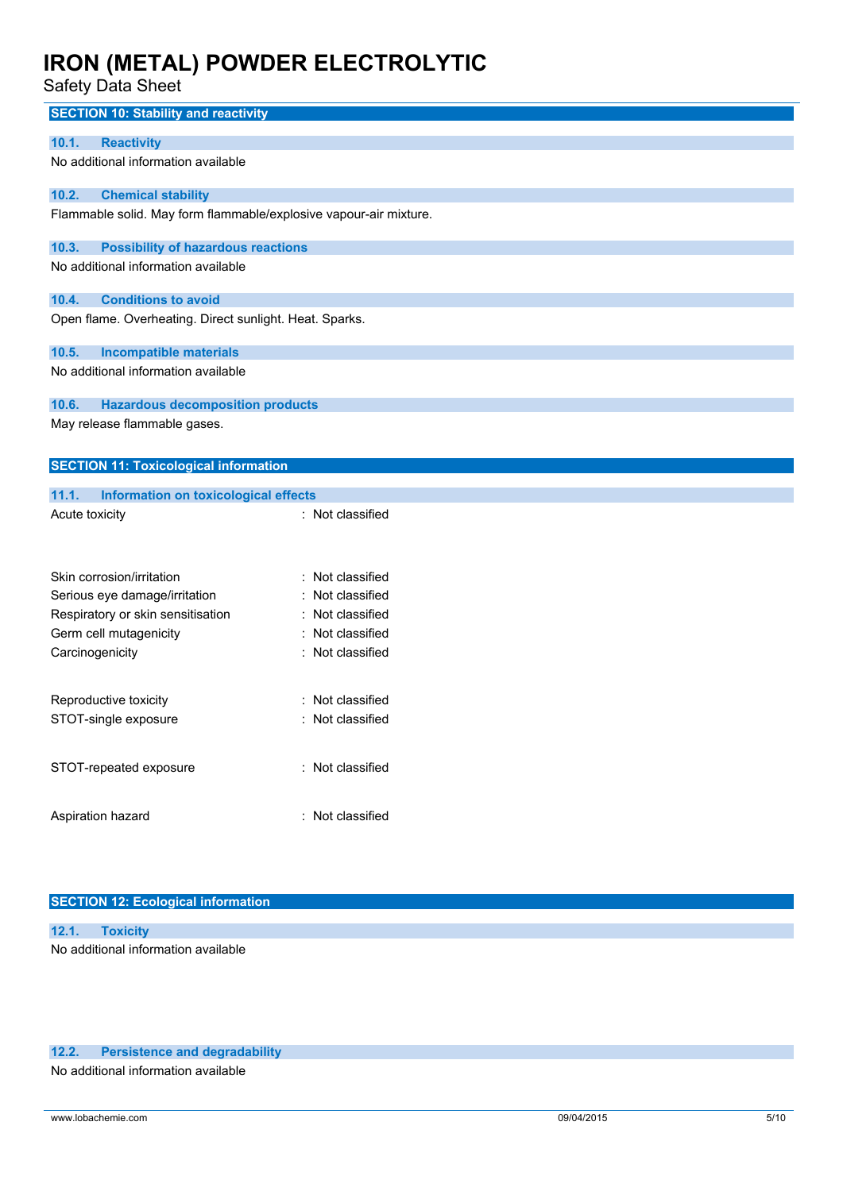## SECTION 10: Stability and reactivity

### 10.1. Reactivity

No additional information available

### 10.2. Chemical stability

Flammable solid. May form flammable/explosive vapour-air mixture.

### 10.3. Possibility of hazardous reactions

No additional information available

### 10.4. Conditions to avoid

Open flame. Overheating. Direct sunlight. Heat. Sparks.

### 10.5. Incompatible materials

No additional information available

### 10.6. Hazardous decomposition products

May release flammable gases.

## SECTION 11: Toxicological information

### 11.1. Information on toxicological effects

| | |
|---|---|
| Acute toxicity | : Not classified |
| Skin corrosion/irritation | : Not classified |
| Serious eye damage/irritation | : Not classified |
| Respiratory or skin sensitisation | : Not classified |
| Germ cell mutagenicity | : Not classified |
| Carcinogenicity | : Not classified |
| Reproductive toxicity | : Not classified |
| STOT-single exposure | : Not classified |
| STOT-repeated exposure | : Not classified |
| Aspiration hazard | : Not classified |

## SECTION 12: Ecological information

### 12.1. Toxicity

No additional information available

### 12.2. Persistence and degradability

No additional information available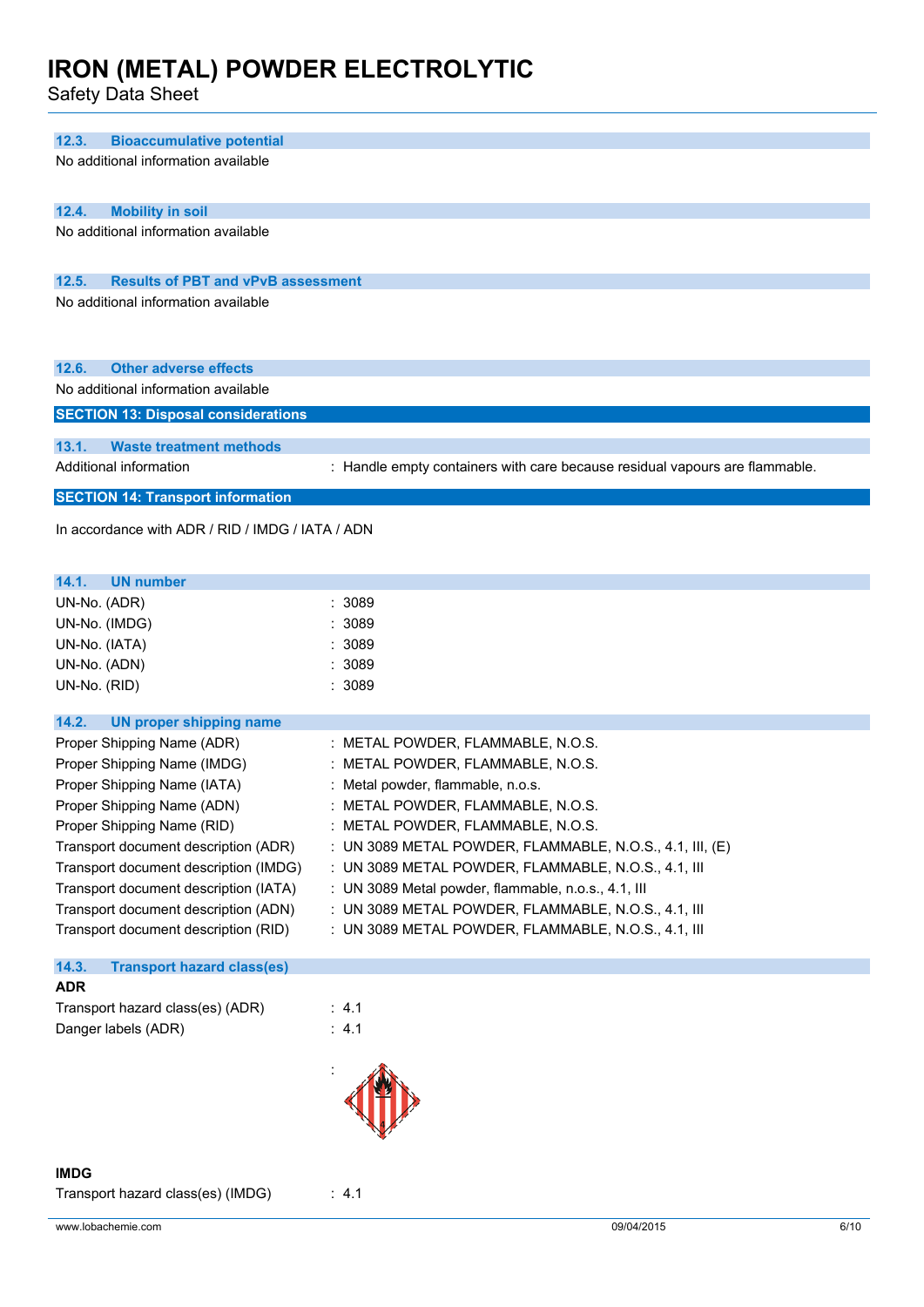### 12.3. Bioaccumulative potential

No additional information available

### 12.4. Mobility in soil

No additional information available

### 12.5. Results of PBT and vPvB assessment

No additional information available

### 12.6. Other adverse effects

No additional information available

## SECTION 13: Disposal considerations

### 13.1. Waste treatment methods

Additional information : Handle empty containers with care because residual vapours are flammable.

## SECTION 14: Transport information

In accordance with ADR / RID / IMDG / IATA / ADN

### 14.1. UN number

| | |
|---|---|
| UN-No. (ADR) | : 3089 |
| UN-No. (IMDG) | : 3089 |
| UN-No. (IATA) | : 3089 |
| UN-No. (ADN) | : 3089 |
| UN-No. (RID) | : 3089 |

### 14.2. UN proper shipping name

| | |
|---|---|
| Proper Shipping Name (ADR) | : METAL POWDER, FLAMMABLE, N.O.S. |
| Proper Shipping Name (IMDG) | : METAL POWDER, FLAMMABLE, N.O.S. |
| Proper Shipping Name (IATA) | : Metal powder, flammable, n.o.s. |
| Proper Shipping Name (ADN) | : METAL POWDER, FLAMMABLE, N.O.S. |
| Proper Shipping Name (RID) | : METAL POWDER, FLAMMABLE, N.O.S. |
| Transport document description (ADR) | : UN 3089 METAL POWDER, FLAMMABLE, N.O.S., 4.1, III, (E) |
| Transport document description (IMDG) | : UN 3089 METAL POWDER, FLAMMABLE, N.O.S., 4.1, III |
| Transport document description (IATA) | : UN 3089 Metal powder, flammable, n.o.s., 4.1, III |
| Transport document description (ADN) | : UN 3089 METAL POWDER, FLAMMABLE, N.O.S., 4.1, III |
| Transport document description (RID) | : UN 3089 METAL POWDER, FLAMMABLE, N.O.S., 4.1, III |

### 14.3. Transport hazard class(es)

**ADR**

| | |
|---|---|
| Transport hazard class(es) (ADR) | : 4.1 |
| Danger labels (ADR) | : 4.1 |

:

**IMDG**

Transport hazard class(es) (IMDG) : 4.1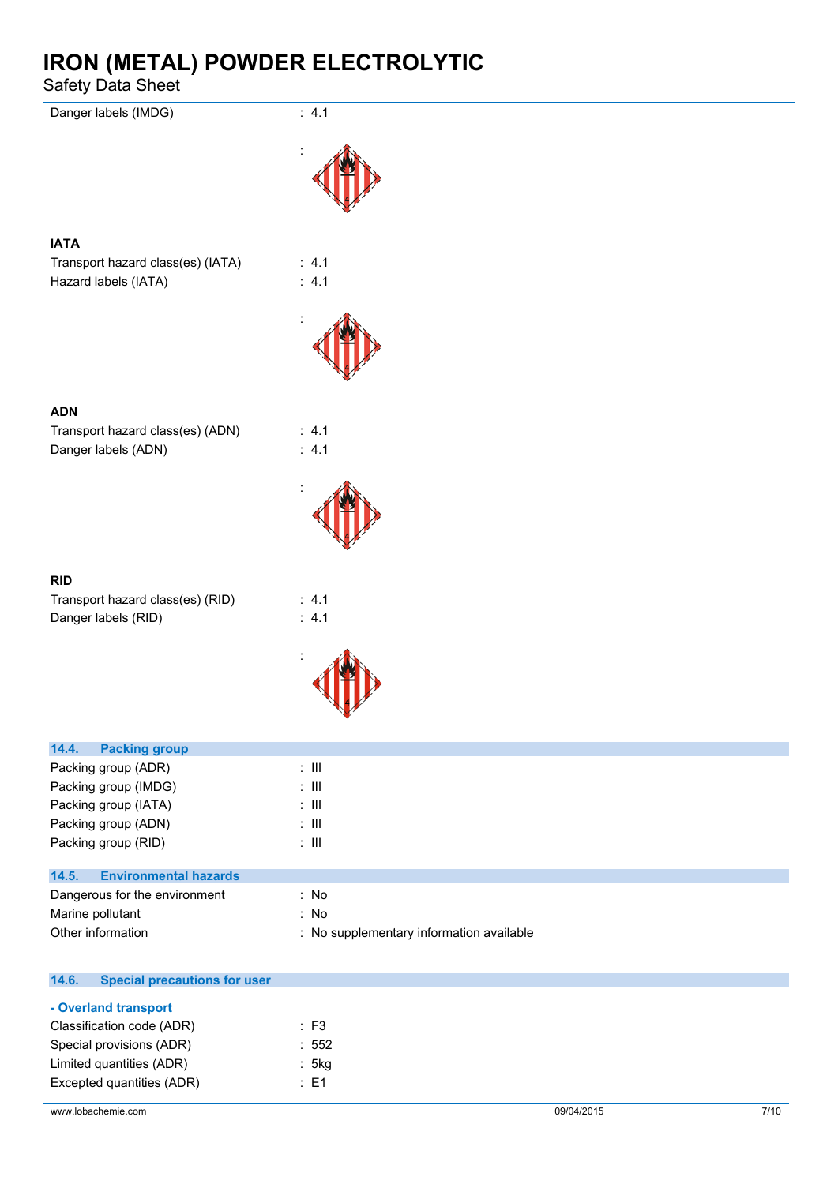Danger labels (IMDG) : 4.1

:

## IATA

Transport hazard class(es) (IATA) : 4.1

Hazard labels (IATA) : 4.1

:

## ADN

Transport hazard class(es) (ADN) : 4.1

Danger labels (ADN) : 4.1

:

## RID

Transport hazard class(es) (RID) : 4.1

Danger labels (RID) : 4.1

:

## 14.4. Packing group

Packing group (ADR) : III

Packing group (IMDG) : III

Packing group (IATA) : III

Packing group (ADN) : III

Packing group (RID) : III

## 14.5. Environmental hazards

Dangerous for the environment : No

Marine pollutant : No

Other information : No supplementary information available

## 14.6. Special precautions for user

### - Overland transport

Classification code (ADR) : F3

Special provisions (ADR) : 552

Limited quantities (ADR) : 5kg

Excepted quantities (ADR) : E1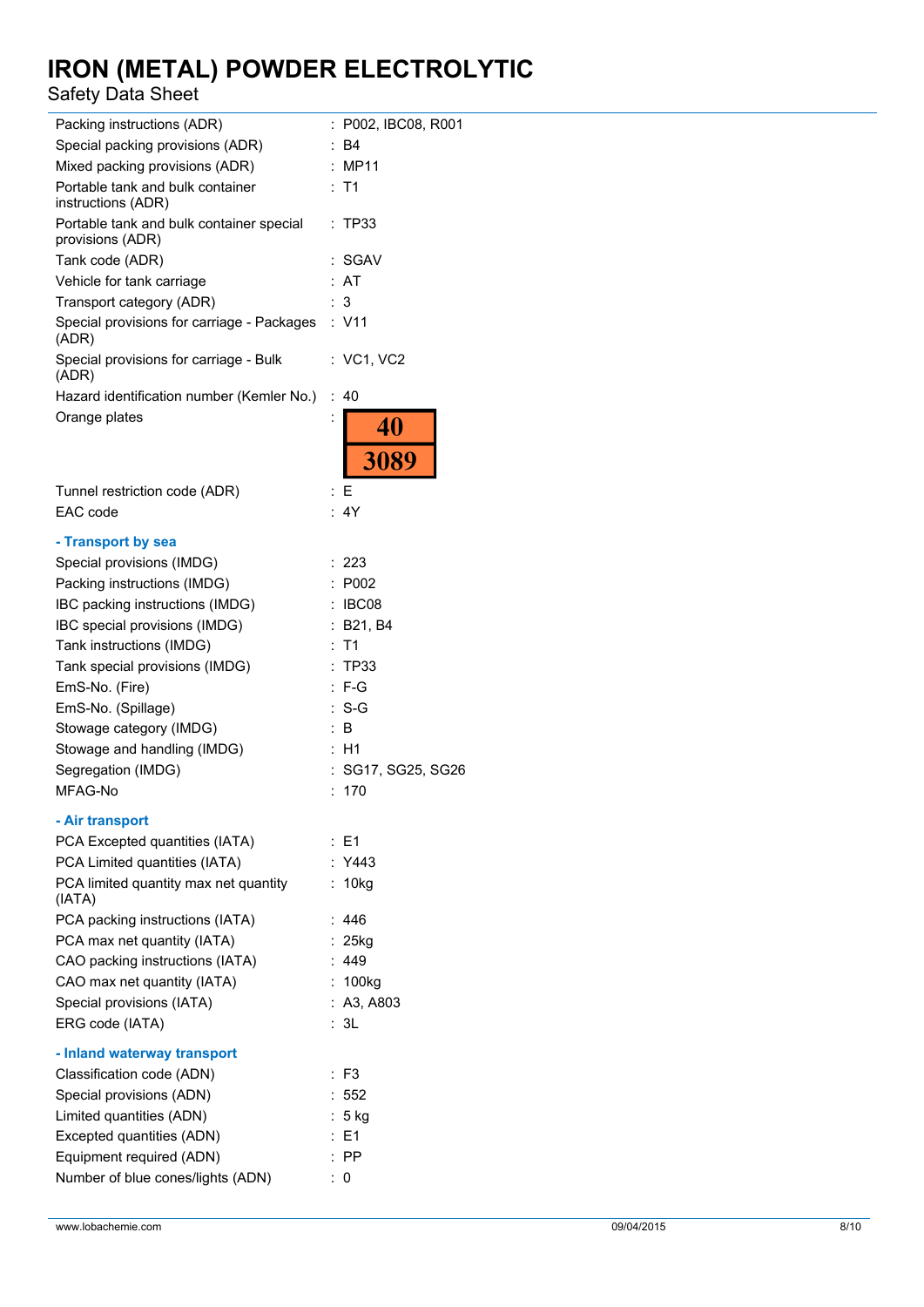Packing instructions (ADR) : P002, IBC08, R001

Special packing provisions (ADR) : B4

Mixed packing provisions (ADR) : MP11

Portable tank and bulk container instructions (ADR) : T1

Portable tank and bulk container special provisions (ADR) : TP33

Tank code (ADR) : SGAV

Vehicle for tank carriage : AT

Transport category (ADR) : 3

Special provisions for carriage - Packages (ADR) : V11

Special provisions for carriage - Bulk (ADR) : VC1, VC2

Hazard identification number (Kemler No.) : 40

Orange plates :

| 40 |
|---|
| 3089 |

Tunnel restriction code (ADR) : E

EAC code : 4Y

**- Transport by sea**

Special provisions (IMDG) : 223

Packing instructions (IMDG) : P002

IBC packing instructions (IMDG) : IBC08

IBC special provisions (IMDG) : B21, B4

Tank instructions (IMDG) : T1

Tank special provisions (IMDG) : TP33

EmS-No. (Fire) : F-G

EmS-No. (Spillage) : S-G

Stowage category (IMDG) : B

Stowage and handling (IMDG) : H1

Segregation (IMDG) : SG17, SG25, SG26

MFAG-No : 170

**- Air transport**

PCA Excepted quantities (IATA) : E1

PCA Limited quantities (IATA) : Y443

PCA limited quantity max net quantity (IATA) : 10kg

PCA packing instructions (IATA) : 446

PCA max net quantity (IATA) : 25kg

CAO packing instructions (IATA) : 449

CAO max net quantity (IATA) : 100kg

Special provisions (IATA) : A3, A803

ERG code (IATA) : 3L

**- Inland waterway transport**

Classification code (ADN) : F3

Special provisions (ADN) : 552

Limited quantities (ADN) : 5 kg

Excepted quantities (ADN) : E1

Equipment required (ADN) : PP

Number of blue cones/lights (ADN) : 0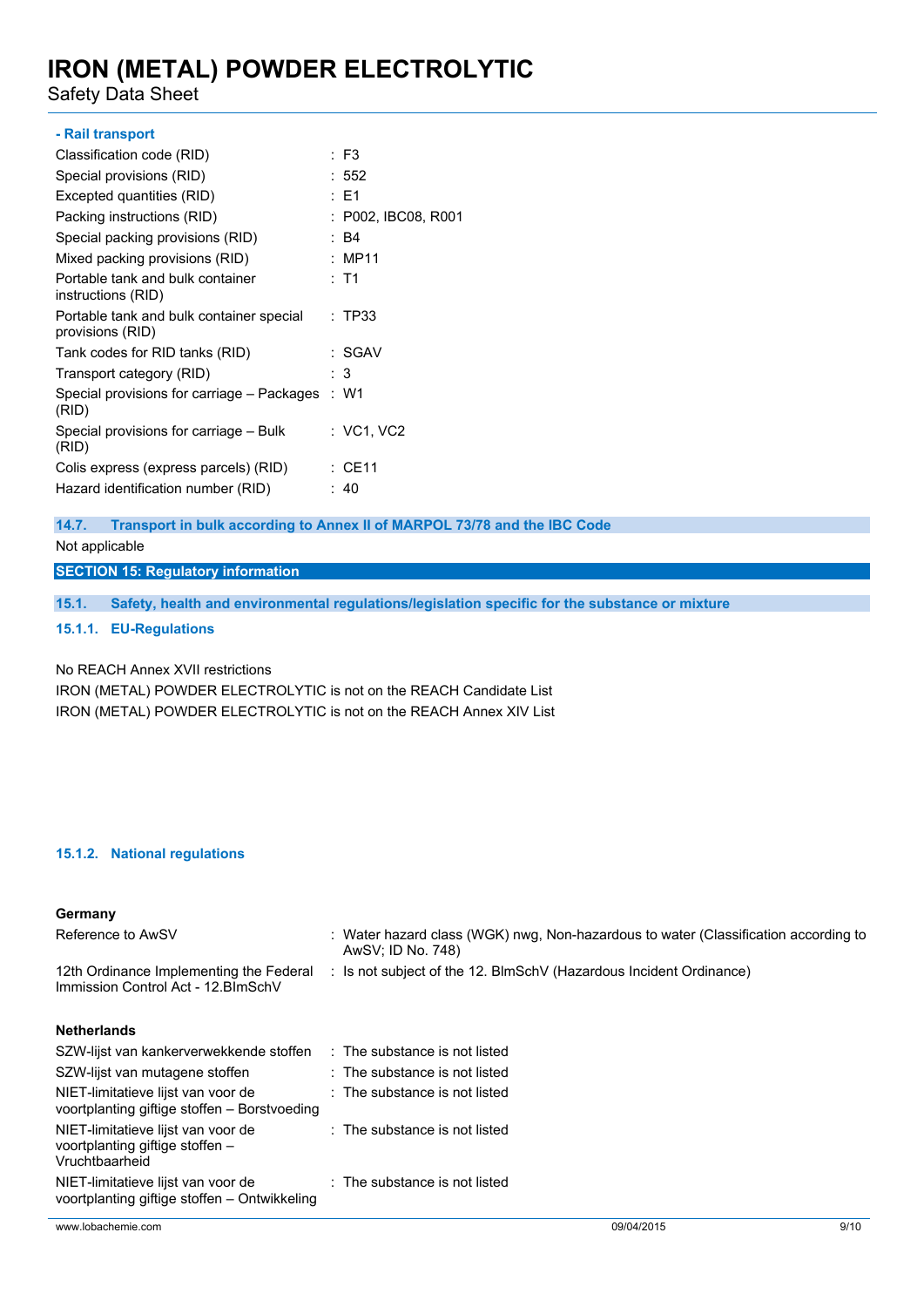**- Rail transport**

| | |
|---|---|
| Classification code (RID) | : F3 |
| Special provisions (RID) | : 552 |
| Excepted quantities (RID) | : E1 |
| Packing instructions (RID) | : P002, IBC08, R001 |
| Special packing provisions (RID) | : B4 |
| Mixed packing provisions (RID) | : MP11 |
| Portable tank and bulk container instructions (RID) | : T1 |
| Portable tank and bulk container special provisions (RID) | : TP33 |
| Tank codes for RID tanks (RID) | : SGAV |
| Transport category (RID) | : 3 |
| Special provisions for carriage – Packages (RID) | : W1 |
| Special provisions for carriage – Bulk (RID) | : VC1, VC2 |
| Colis express (express parcels) (RID) | : CE11 |
| Hazard identification number (RID) | : 40 |

### 14.7. Transport in bulk according to Annex II of MARPOL 73/78 and the IBC Code

Not applicable

## SECTION 15: Regulatory information

### 15.1. Safety, health and environmental regulations/legislation specific for the substance or mixture

#### 15.1.1. EU-Regulations

No REACH Annex XVII restrictions

IRON (METAL) POWDER ELECTROLYTIC is not on the REACH Candidate List

IRON (METAL) POWDER ELECTROLYTIC is not on the REACH Annex XIV List

#### 15.1.2. National regulations

**Germany**

| | |
|---|---|
| Reference to AwSV | : Water hazard class (WGK) nwg, Non-hazardous to water (Classification according to AwSV; ID No. 748) |
| 12th Ordinance Implementing the Federal Immission Control Act - 12.BImSchV | : Is not subject of the 12. BlmSchV (Hazardous Incident Ordinance) |

**Netherlands**

| | |
|---|---|
| SZW-lijst van kankerverwekkende stoffen | : The substance is not listed |
| SZW-lijst van mutagene stoffen | : The substance is not listed |
| NIET-limitatieve lijst van voor de voortplanting giftige stoffen – Borstvoeding | : The substance is not listed |
| NIET-limitatieve lijst van voor de voortplanting giftige stoffen – Vruchtbaarheid | : The substance is not listed |
| NIET-limitatieve lijst van voor de voortplanting giftige stoffen – Ontwikkeling | : The substance is not listed |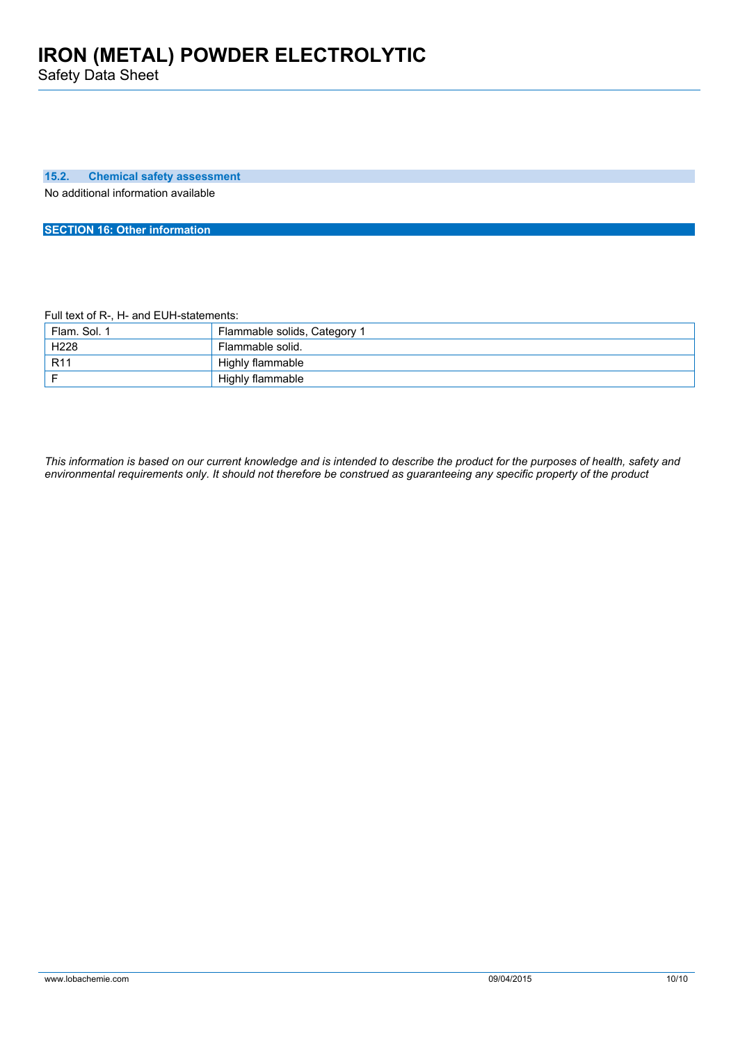### 15.2. Chemical safety assessment

No additional information available

## SECTION 16: Other information

Full text of R-, H- and EUH-statements:

| | |
|---|---|
| Flam. Sol. 1 | Flammable solids, Category 1 |
| H228 | Flammable solid. |
| R11 | Highly flammable |
| F | Highly flammable |

*This information is based on our current knowledge and is intended to describe the product for the purposes of health, safety and environmental requirements only. It should not therefore be construed as guaranteeing any specific property of the product*